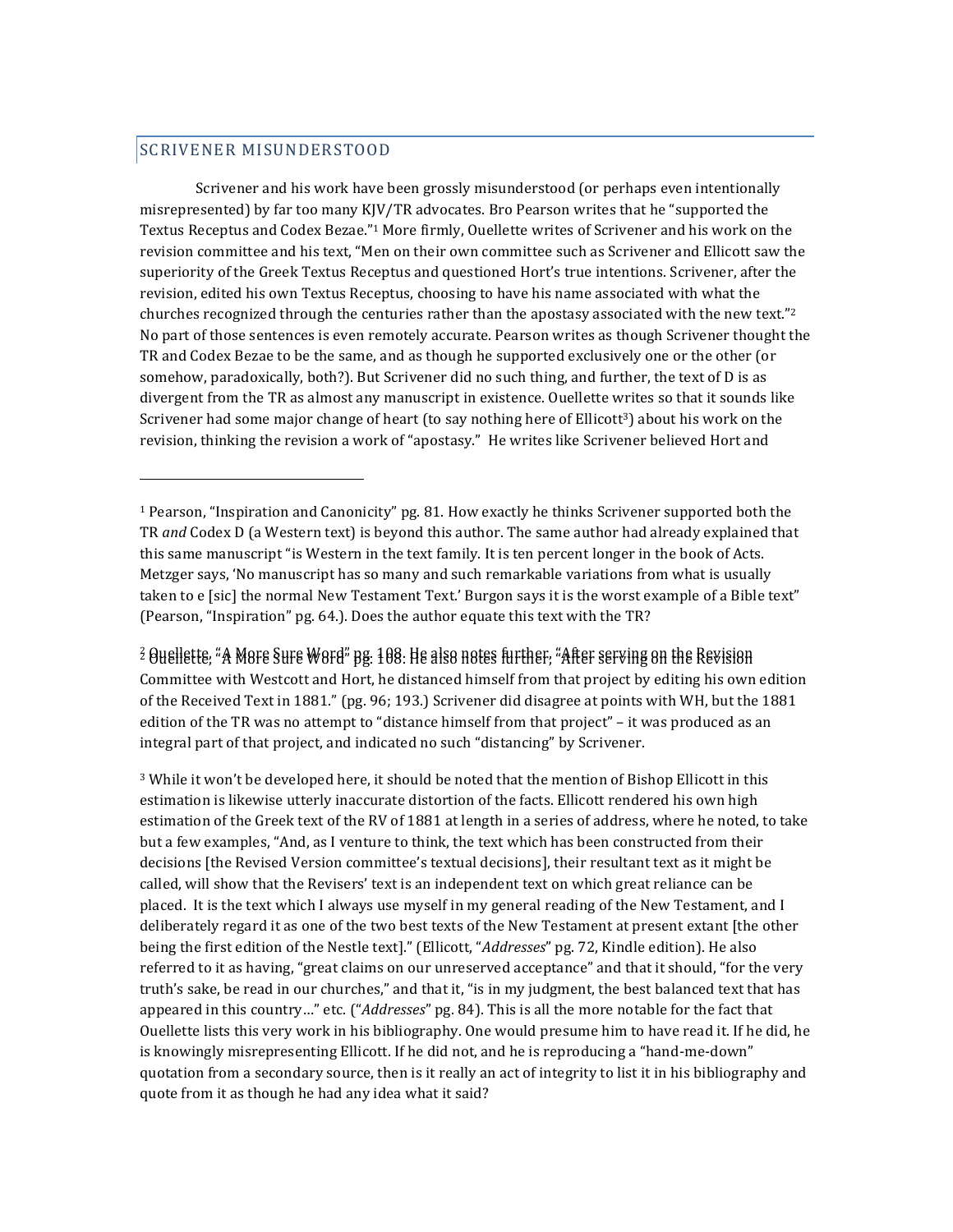## SCRIVENER MISUNDERSTOOD

Scrivener and his work have been grossly misunderstood (or perhaps even intentionally misrepresented) by far too many KJV/TR advocates. Bro Pearson writes that he "supported the Textus Receptus and Codex Bezae."[1] More firmly, Ouellette writes of Scrivener and his work on the revision committee and his text, "Men on their own committee such as Scrivener and Ellicott saw the superiority of the Greek Textus Receptus and questioned Hort's true intentions. Scrivener, after the revision, edited his own Textus Receptus, choosing to have his name associated with what the churches recognized through the centuries rather than the apostasy associated with the new text."[2] No part of those sentences is even remotely accurate. Pearson writes as though Scrivener thought the TR and Codex Bezae to be the same, and as though he supported exclusively one or the other (or somehow, paradoxically, both?). But Scrivener did no such thing, and further, the text of D is as divergent from the TR as almost any manuscript in existence. Ouellette writes so that it sounds like Scrivener had some major change of heart (to say nothing here of Ellicott[3]) about his work on the revision, thinking the revision a work of "apostasy." He writes like Scrivener believed Hort and

---

[1] Pearson, "Inspiration and Canonicity" pg. 81. How exactly he thinks Scrivener supported both the TR *and* Codex D (a Western text) is beyond this author. The same author had already explained that this same manuscript "is Western in the text family. It is ten percent longer in the book of Acts. Metzger says, 'No manuscript has so many and such remarkable variations from what is usually taken to e [sic] the normal New Testament Text.' Burgon says it is the worst example of a Bible text" (Pearson, "Inspiration" pg. 64.). Does the author equate this text with the TR?

[2] Ouellette, "A More Sure Word" pg. 108. He also notes further, "After serving on the Revision Committee with Westcott and Hort, he distanced himself from that project by editing his own edition of the Received Text in 1881." (pg. 96; 193.) Scrivener did disagree at points with WH, but the 1881 edition of the TR was no attempt to "distance himself from that project" – it was produced as an integral part of that project, and indicated no such "distancing" by Scrivener.

[3] While it won't be developed here, it should be noted that the mention of Bishop Ellicott in this estimation is likewise utterly inaccurate distortion of the facts. Ellicott rendered his own high estimation of the Greek text of the RV of 1881 at length in a series of address, where he noted, to take but a few examples, "And, as I venture to think, the text which has been constructed from their decisions [the Revised Version committee's textual decisions], their resultant text as it might be called, will show that the Revisers' text is an independent text on which great reliance can be placed. It is the text which I always use myself in my general reading of the New Testament, and I deliberately regard it as one of the two best texts of the New Testament at present extant [the other being the first edition of the Nestle text]." (Ellicott, "*Addresses*" pg. 72, Kindle edition). He also referred to it as having, "great claims on our unreserved acceptance" and that it should, "for the very truth's sake, be read in our churches," and that it, "is in my judgment, the best balanced text that has appeared in this country…" etc. ("*Addresses*" pg. 84). This is all the more notable for the fact that Ouellette lists this very work in his bibliography. One would presume him to have read it. If he did, he is knowingly misrepresenting Ellicott. If he did not, and he is reproducing a "hand-me-down" quotation from a secondary source, then is it really an act of integrity to list it in his bibliography and quote from it as though he had any idea what it said?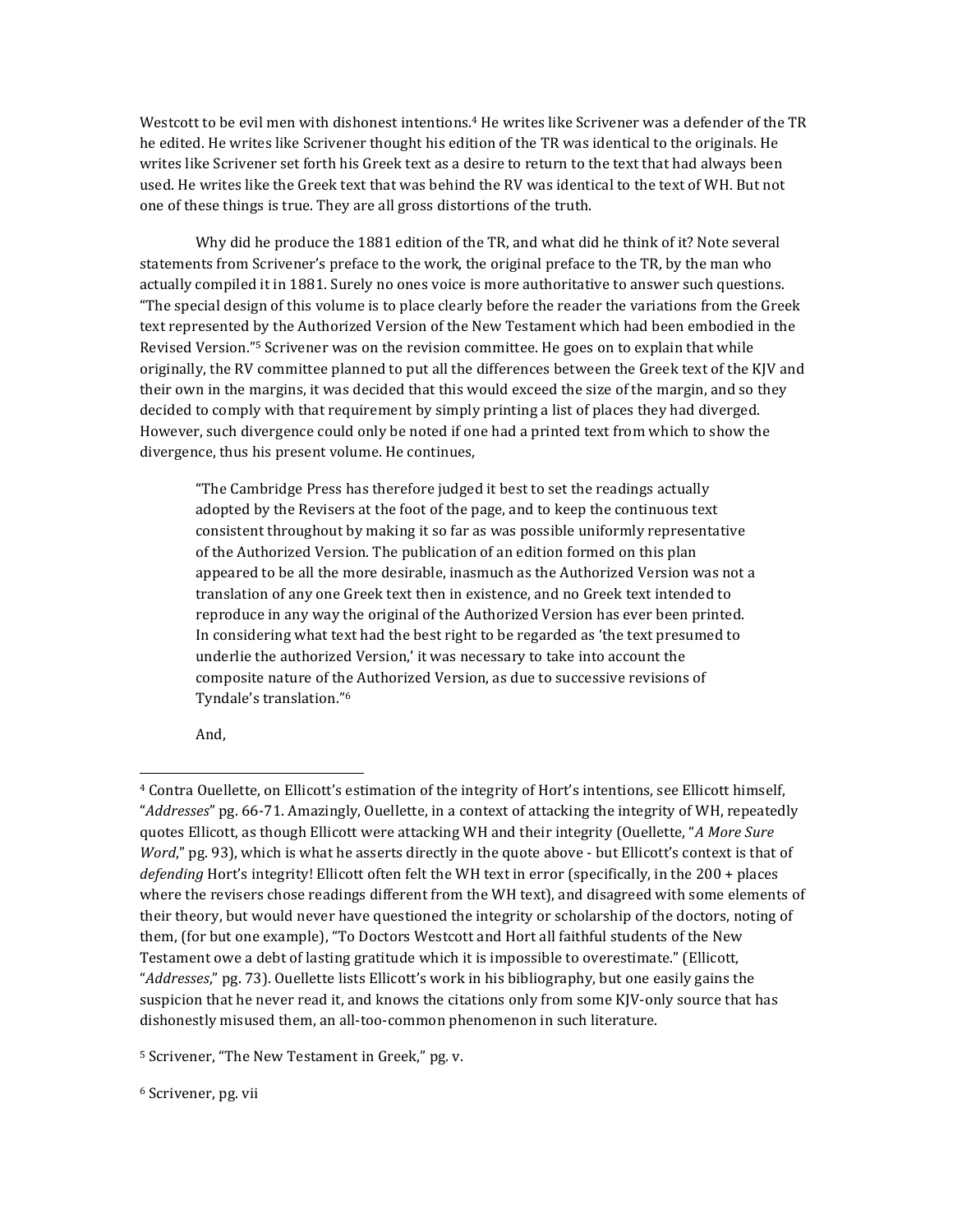Westcott to be evil men with dishonest intentions.[4] He writes like Scrivener was a defender of the TR he edited. He writes like Scrivener thought his edition of the TR was identical to the originals. He writes like Scrivener set forth his Greek text as a desire to return to the text that had always been used. He writes like the Greek text that was behind the RV was identical to the text of WH. But not one of these things is true. They are all gross distortions of the truth.

Why did he produce the 1881 edition of the TR, and what did he think of it? Note several statements from Scrivener's preface to the work, the original preface to the TR, by the man who actually compiled it in 1881. Surely no ones voice is more authoritative to answer such questions. "The special design of this volume is to place clearly before the reader the variations from the Greek text represented by the Authorized Version of the New Testament which had been embodied in the Revised Version."[5] Scrivener was on the revision committee. He goes on to explain that while originally, the RV committee planned to put all the differences between the Greek text of the KJV and their own in the margins, it was decided that this would exceed the size of the margin, and so they decided to comply with that requirement by simply printing a list of places they had diverged. However, such divergence could only be noted if one had a printed text from which to show the divergence, thus his present volume. He continues,

> "The Cambridge Press has therefore judged it best to set the readings actually adopted by the Revisers at the foot of the page, and to keep the continuous text consistent throughout by making it so far as was possible uniformly representative of the Authorized Version. The publication of an edition formed on this plan appeared to be all the more desirable, inasmuch as the Authorized Version was not a translation of any one Greek text then in existence, and no Greek text intended to reproduce in any way the original of the Authorized Version has ever been printed. In considering what text had the best right to be regarded as 'the text presumed to underlie the authorized Version,' it was necessary to take into account the composite nature of the Authorized Version, as due to successive revisions of Tyndale's translation."[6]

And,

---

[4] Contra Ouellette, on Ellicott's estimation of the integrity of Hort's intentions, see Ellicott himself, "*Addresses*" pg. 66-71. Amazingly, Ouellette, in a context of attacking the integrity of WH, repeatedly quotes Ellicott, as though Ellicott were attacking WH and their integrity (Ouellette, "*A More Sure Word*," pg. 93), which is what he asserts directly in the quote above - but Ellicott's context is that of *defending* Hort's integrity! Ellicott often felt the WH text in error (specifically, in the 200 + places where the revisers chose readings different from the WH text), and disagreed with some elements of their theory, but would never have questioned the integrity or scholarship of the doctors, noting of them, (for but one example), "To Doctors Westcott and Hort all faithful students of the New Testament owe a debt of lasting gratitude which it is impossible to overestimate." (Ellicott, "*Addresses*," pg. 73). Ouellette lists Ellicott's work in his bibliography, but one easily gains the suspicion that he never read it, and knows the citations only from some KJV-only source that has dishonestly misused them, an all-too-common phenomenon in such literature.

[5] Scrivener, "The New Testament in Greek," pg. v.

[6] Scrivener, pg. vii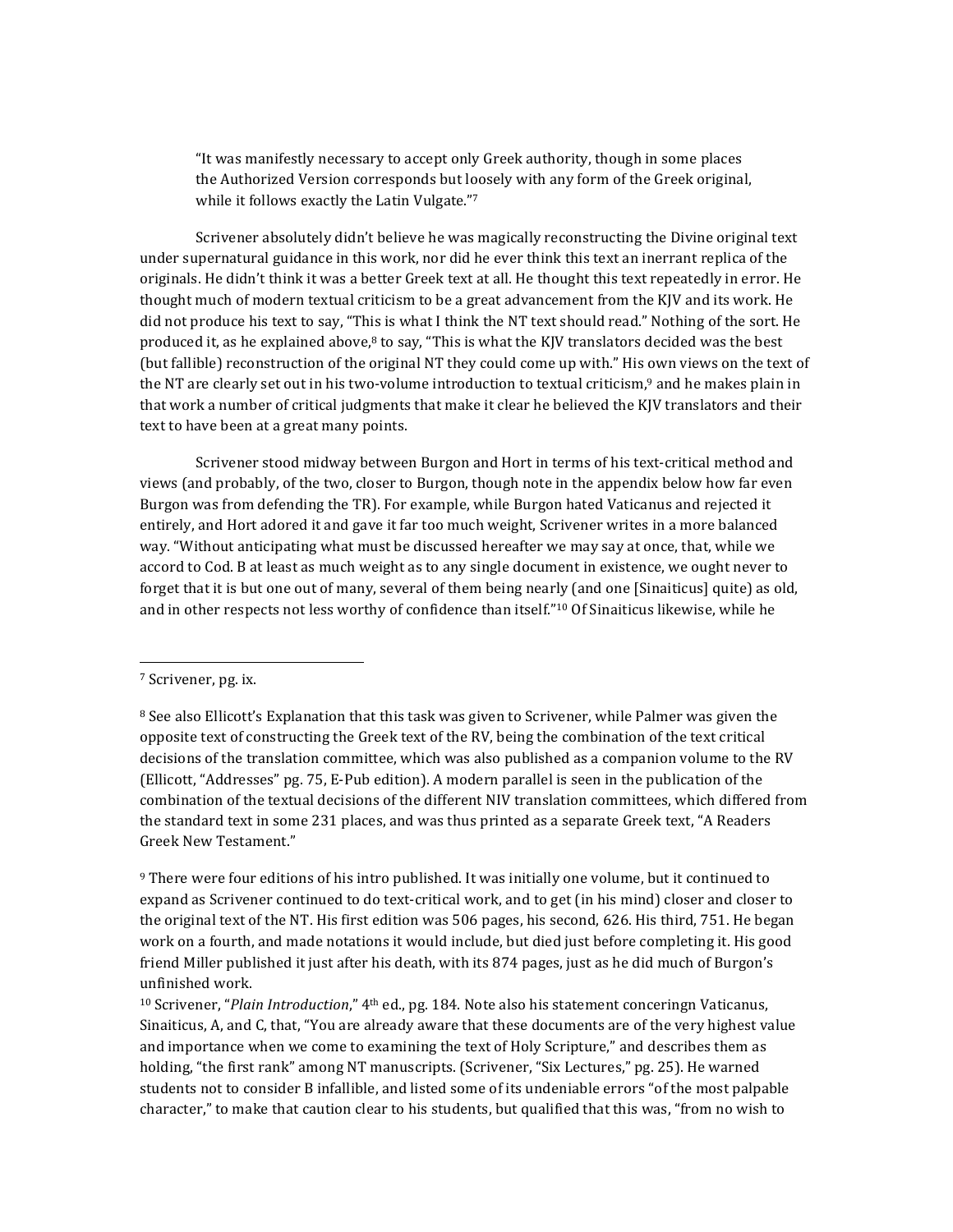> "It was manifestly necessary to accept only Greek authority, though in some places the Authorized Version corresponds but loosely with any form of the Greek original, while it follows exactly the Latin Vulgate."[7]

Scrivener absolutely didn't believe he was magically reconstructing the Divine original text under supernatural guidance in this work, nor did he ever think this text an inerrant replica of the originals. He didn't think it was a better Greek text at all. He thought this text repeatedly in error. He thought much of modern textual criticism to be a great advancement from the KJV and its work. He did not produce his text to say, "This is what I think the NT text should read." Nothing of the sort. He produced it, as he explained above,[8] to say, "This is what the KJV translators decided was the best (but fallible) reconstruction of the original NT they could come up with." His own views on the text of the NT are clearly set out in his two-volume introduction to textual criticism,[9] and he makes plain in that work a number of critical judgments that make it clear he believed the KJV translators and their text to have been at a great many points.

Scrivener stood midway between Burgon and Hort in terms of his text-critical method and views (and probably, of the two, closer to Burgon, though note in the appendix below how far even Burgon was from defending the TR). For example, while Burgon hated Vaticanus and rejected it entirely, and Hort adored it and gave it far too much weight, Scrivener writes in a more balanced way. "Without anticipating what must be discussed hereafter we may say at once, that, while we accord to Cod. B at least as much weight as to any single document in existence, we ought never to forget that it is but one out of many, several of them being nearly (and one [Sinaiticus] quite) as old, and in other respects not less worthy of confidence than itself."[10] Of Sinaiticus likewise, while he

---

[7] Scrivener, pg. ix.

[8] See also Ellicott's Explanation that this task was given to Scrivener, while Palmer was given the opposite text of constructing the Greek text of the RV, being the combination of the text critical decisions of the translation committee, which was also published as a companion volume to the RV (Ellicott, "Addresses" pg. 75, E-Pub edition). A modern parallel is seen in the publication of the combination of the textual decisions of the different NIV translation committees, which differed from the standard text in some 231 places, and was thus printed as a separate Greek text, "A Readers Greek New Testament."

[9] There were four editions of his intro published. It was initially one volume, but it continued to expand as Scrivener continued to do text-critical work, and to get (in his mind) closer and closer to the original text of the NT. His first edition was 506 pages, his second, 626. His third, 751. He began work on a fourth, and made notations it would include, but died just before completing it. His good friend Miller published it just after his death, with its 874 pages, just as he did much of Burgon's unfinished work.

[10] Scrivener, "*Plain Introduction*," 4th ed., pg. 184. Note also his statement conceringn Vaticanus, Sinaiticus, A, and C, that, "You are already aware that these documents are of the very highest value and importance when we come to examining the text of Holy Scripture," and describes them as holding, "the first rank" among NT manuscripts. (Scrivener, "Six Lectures," pg. 25). He warned students not to consider B infallible, and listed some of its undeniable errors "of the most palpable character," to make that caution clear to his students, but qualified that this was, "from no wish to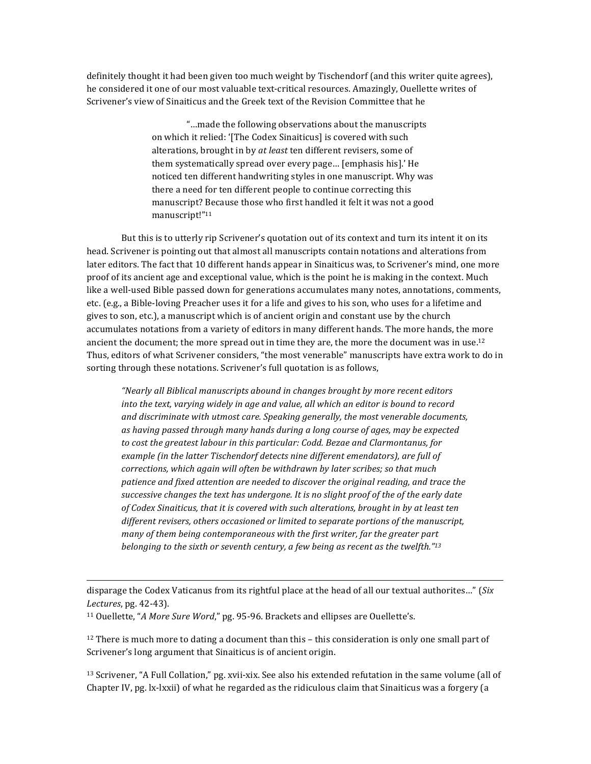definitely thought it had been given too much weight by Tischendorf (and this writer quite agrees), he considered it one of our most valuable text-critical resources. Amazingly, Ouellette writes of Scrivener's view of Sinaiticus and the Greek text of the Revision Committee that he

> "…made the following observations about the manuscripts on which it relied: '[The Codex Sinaiticus] is covered with such alterations, brought in by *at least* ten different revisers, some of them systematically spread over every page… [emphasis his].' He noticed ten different handwriting styles in one manuscript. Why was there a need for ten different people to continue correcting this manuscript? Because those who first handled it felt it was not a good manuscript!"[11]

But this is to utterly rip Scrivener's quotation out of its context and turn its intent it on its head. Scrivener is pointing out that almost all manuscripts contain notations and alterations from later editors. The fact that 10 different hands appear in Sinaiticus was, to Scrivener's mind, one more proof of its ancient age and exceptional value, which is the point he is making in the context. Much like a well-used Bible passed down for generations accumulates many notes, annotations, comments, etc. (e.g., a Bible-loving Preacher uses it for a life and gives to his son, who uses for a lifetime and gives to son, etc.), a manuscript which is of ancient origin and constant use by the church accumulates notations from a variety of editors in many different hands. The more hands, the more ancient the document; the more spread out in time they are, the more the document was in use.[12] Thus, editors of what Scrivener considers, "the most venerable" manuscripts have extra work to do in sorting through these notations. Scrivener's full quotation is as follows,

> *"Nearly all Biblical manuscripts abound in changes brought by more recent editors into the text, varying widely in age and value, all which an editor is bound to record and discriminate with utmost care. Speaking generally, the most venerable documents, as having passed through many hands during a long course of ages, may be expected to cost the greatest labour in this particular: Codd. Bezae and Clarmontanus, for example (in the latter Tischendorf detects nine different emendators), are full of corrections, which again will often be withdrawn by later scribes; so that much patience and fixed attention are needed to discover the original reading, and trace the successive changes the text has undergone. It is no slight proof of the of the early date of Codex Sinaiticus, that it is covered with such alterations, brought in by at least ten different revisers, others occasioned or limited to separate portions of the manuscript, many of them being contemporaneous with the first writer, far the greater part belonging to the sixth or seventh century, a few being as recent as the twelfth."*[13]

---

disparage the Codex Vaticanus from its rightful place at the head of all our textual authorites…" (*Six Lectures*, pg. 42-43).

[11] Ouellette, "*A More Sure Word*," pg. 95-96. Brackets and ellipses are Ouellette's.

[12] There is much more to dating a document than this – this consideration is only one small part of Scrivener's long argument that Sinaiticus is of ancient origin.

[13] Scrivener, "A Full Collation," pg. xvii-xix. See also his extended refutation in the same volume (all of Chapter IV, pg. lx-lxxii) of what he regarded as the ridiculous claim that Sinaiticus was a forgery (a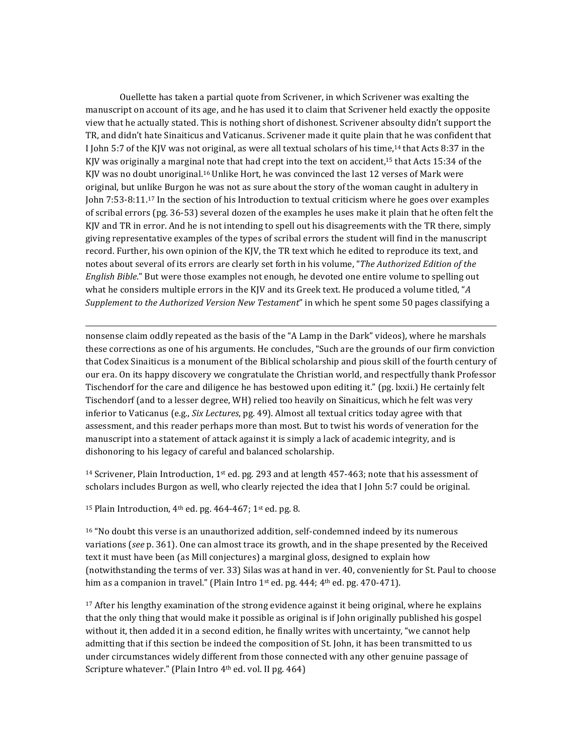Ouellette has taken a partial quote from Scrivener, in which Scrivener was exalting the manuscript on account of its age, and he has used it to claim that Scrivener held exactly the opposite view that he actually stated. This is nothing short of dishonest. Scrivener absoulty didn't support the TR, and didn't hate Sinaiticus and Vaticanus. Scrivener made it quite plain that he was confident that I John 5:7 of the KJV was not original, as were all textual scholars of his time,[14] that Acts 8:37 in the KJV was originally a marginal note that had crept into the text on accident,[15] that Acts 15:34 of the KJV was no doubt unoriginal.[16] Unlike Hort, he was convinced the last 12 verses of Mark were original, but unlike Burgon he was not as sure about the story of the woman caught in adultery in John 7:53-8:11.[17] In the section of his Introduction to textual criticism where he goes over examples of scribal errors (pg. 36-53) several dozen of the examples he uses make it plain that he often felt the KJV and TR in error. And he is not intending to spell out his disagreements with the TR there, simply giving representative examples of the types of scribal errors the student will find in the manuscript record. Further, his own opinion of the KJV, the TR text which he edited to reproduce its text, and notes about several of its errors are clearly set forth in his volume, "*The Authorized Edition of the English Bible*." But were those examples not enough, he devoted one entire volume to spelling out what he considers multiple errors in the KJV and its Greek text. He produced a volume titled, "*A Supplement to the Authorized Version New Testament*" in which he spent some 50 pages classifying a

---

nonsense claim oddly repeated as the basis of the "A Lamp in the Dark" videos), where he marshals these corrections as one of his arguments. He concludes, "Such are the grounds of our firm conviction that Codex Sinaiticus is a monument of the Biblical scholarship and pious skill of the fourth century of our era. On its happy discovery we congratulate the Christian world, and respectfully thank Professor Tischendorf for the care and diligence he has bestowed upon editing it." (pg. lxxii.) He certainly felt Tischendorf (and to a lesser degree, WH) relied too heavily on Sinaiticus, which he felt was very inferior to Vaticanus (e.g., *Six Lectures*, pg. 49). Almost all textual critics today agree with that assessment, and this reader perhaps more than most. But to twist his words of veneration for the manuscript into a statement of attack against it is simply a lack of academic integrity, and is dishonoring to his legacy of careful and balanced scholarship.

[14] Scrivener, Plain Introduction, 1st ed. pg. 293 and at length 457-463; note that his assessment of scholars includes Burgon as well, who clearly rejected the idea that I John 5:7 could be original.

[15] Plain Introduction, 4th ed. pg. 464-467; 1st ed. pg. 8.

[16] "No doubt this verse is an unauthorized addition, self-condemned indeed by its numerous variations (*see* p. 361). One can almost trace its growth, and in the shape presented by the Received text it must have been (as Mill conjectures) a marginal gloss, designed to explain how (notwithstanding the terms of ver. 33) Silas was at hand in ver. 40, conveniently for St. Paul to choose him as a companion in travel." (Plain Intro 1st ed. pg. 444; 4th ed. pg. 470-471).

[17] After his lengthy examination of the strong evidence against it being original, where he explains that the only thing that would make it possible as original is if John originally published his gospel without it, then added it in a second edition, he finally writes with uncertainty, "we cannot help admitting that if this section be indeed the composition of St. John, it has been transmitted to us under circumstances widely different from those connected with any other genuine passage of Scripture whatever." (Plain Intro 4th ed. vol. II pg. 464)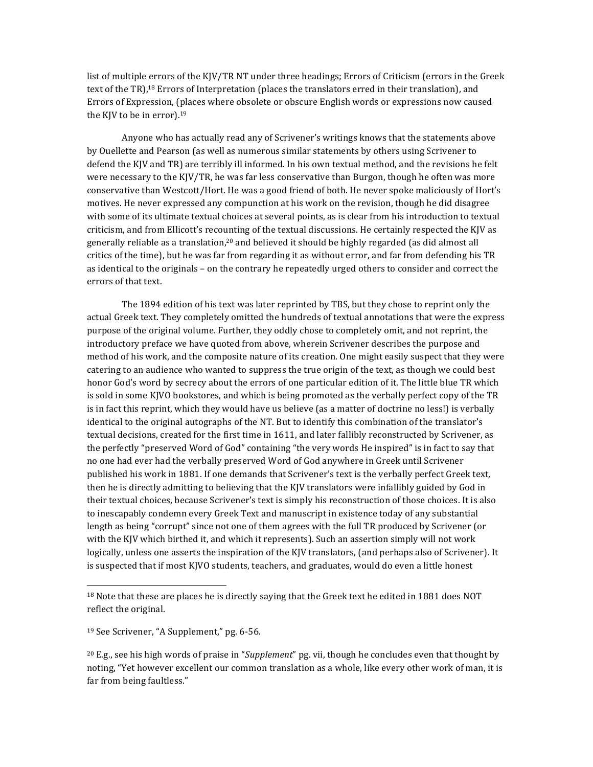list of multiple errors of the KJV/TR NT under three headings; Errors of Criticism (errors in the Greek text of the TR),[18] Errors of Interpretation (places the translators erred in their translation), and Errors of Expression, (places where obsolete or obscure English words or expressions now caused the KJV to be in error).[19]

Anyone who has actually read any of Scrivener's writings knows that the statements above by Ouellette and Pearson (as well as numerous similar statements by others using Scrivener to defend the KJV and TR) are terribly ill informed. In his own textual method, and the revisions he felt were necessary to the KJV/TR, he was far less conservative than Burgon, though he often was more conservative than Westcott/Hort. He was a good friend of both. He never spoke maliciously of Hort's motives. He never expressed any compunction at his work on the revision, though he did disagree with some of its ultimate textual choices at several points, as is clear from his introduction to textual criticism, and from Ellicott's recounting of the textual discussions. He certainly respected the KJV as generally reliable as a translation,[20] and believed it should be highly regarded (as did almost all critics of the time), but he was far from regarding it as without error, and far from defending his TR as identical to the originals – on the contrary he repeatedly urged others to consider and correct the errors of that text.

The 1894 edition of his text was later reprinted by TBS, but they chose to reprint only the actual Greek text. They completely omitted the hundreds of textual annotations that were the express purpose of the original volume. Further, they oddly chose to completely omit, and not reprint, the introductory preface we have quoted from above, wherein Scrivener describes the purpose and method of his work, and the composite nature of its creation. One might easily suspect that they were catering to an audience who wanted to suppress the true origin of the text, as though we could best honor God's word by secrecy about the errors of one particular edition of it. The little blue TR which is sold in some KJVO bookstores, and which is being promoted as the verbally perfect copy of the TR is in fact this reprint, which they would have us believe (as a matter of doctrine no less!) is verbally identical to the original autographs of the NT. But to identify this combination of the translator's textual decisions, created for the first time in 1611, and later fallibly reconstructed by Scrivener, as the perfectly "preserved Word of God" containing "the very words He inspired" is in fact to say that no one had ever had the verbally preserved Word of God anywhere in Greek until Scrivener published his work in 1881. If one demands that Scrivener's text is the verbally perfect Greek text, then he is directly admitting to believing that the KJV translators were infallibly guided by God in their textual choices, because Scrivener's text is simply his reconstruction of those choices. It is also to inescapably condemn every Greek Text and manuscript in existence today of any substantial length as being "corrupt" since not one of them agrees with the full TR produced by Scrivener (or with the KJV which birthed it, and which it represents). Such an assertion simply will not work logically, unless one asserts the inspiration of the KJV translators, (and perhaps also of Scrivener). It is suspected that if most KJVO students, teachers, and graduates, would do even a little honest

---

[18] Note that these are places he is directly saying that the Greek text he edited in 1881 does NOT reflect the original.

[19] See Scrivener, "A Supplement," pg. 6-56.

[20] E.g., see his high words of praise in "*Supplement*" pg. vii, though he concludes even that thought by noting, "Yet however excellent our common translation as a whole, like every other work of man, it is far from being faultless."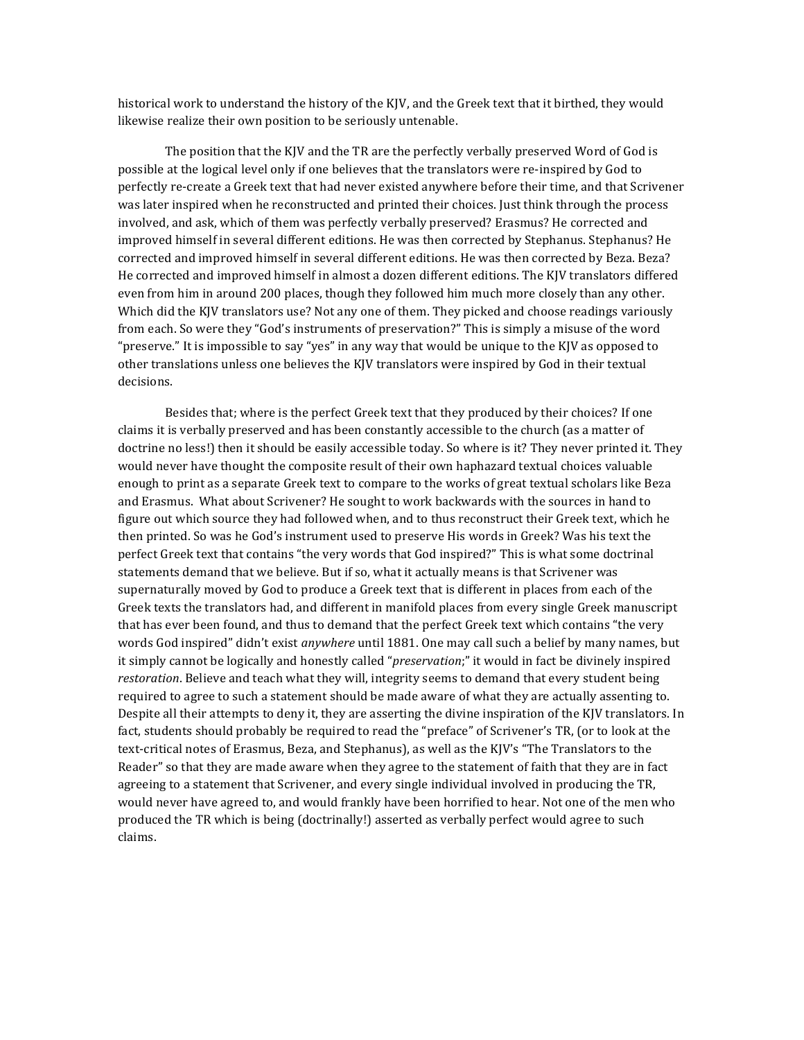historical work to understand the history of the KJV, and the Greek text that it birthed, they would likewise realize their own position to be seriously untenable.

The position that the KJV and the TR are the perfectly verbally preserved Word of God is possible at the logical level only if one believes that the translators were re-inspired by God to perfectly re-create a Greek text that had never existed anywhere before their time, and that Scrivener was later inspired when he reconstructed and printed their choices. Just think through the process involved, and ask, which of them was perfectly verbally preserved? Erasmus? He corrected and improved himself in several different editions. He was then corrected by Stephanus. Stephanus? He corrected and improved himself in several different editions. He was then corrected by Beza. Beza? He corrected and improved himself in almost a dozen different editions. The KJV translators differed even from him in around 200 places, though they followed him much more closely than any other. Which did the KJV translators use? Not any one of them. They picked and choose readings variously from each. So were they "God's instruments of preservation?" This is simply a misuse of the word "preserve." It is impossible to say "yes" in any way that would be unique to the KJV as opposed to other translations unless one believes the KJV translators were inspired by God in their textual decisions.

Besides that; where is the perfect Greek text that they produced by their choices? If one claims it is verbally preserved and has been constantly accessible to the church (as a matter of doctrine no less!) then it should be easily accessible today. So where is it? They never printed it. They would never have thought the composite result of their own haphazard textual choices valuable enough to print as a separate Greek text to compare to the works of great textual scholars like Beza and Erasmus. What about Scrivener? He sought to work backwards with the sources in hand to figure out which source they had followed when, and to thus reconstruct their Greek text, which he then printed. So was he God's instrument used to preserve His words in Greek? Was his text the perfect Greek text that contains "the very words that God inspired?" This is what some doctrinal statements demand that we believe. But if so, what it actually means is that Scrivener was supernaturally moved by God to produce a Greek text that is different in places from each of the Greek texts the translators had, and different in manifold places from every single Greek manuscript that has ever been found, and thus to demand that the perfect Greek text which contains "the very words God inspired" didn't exist *anywhere* until 1881. One may call such a belief by many names, but it simply cannot be logically and honestly called "*preservation*;" it would in fact be divinely inspired *restoration*. Believe and teach what they will, integrity seems to demand that every student being required to agree to such a statement should be made aware of what they are actually assenting to. Despite all their attempts to deny it, they are asserting the divine inspiration of the KJV translators. In fact, students should probably be required to read the "preface" of Scrivener's TR, (or to look at the text-critical notes of Erasmus, Beza, and Stephanus), as well as the KJV's "The Translators to the Reader" so that they are made aware when they agree to the statement of faith that they are in fact agreeing to a statement that Scrivener, and every single individual involved in producing the TR, would never have agreed to, and would frankly have been horrified to hear. Not one of the men who produced the TR which is being (doctrinally!) asserted as verbally perfect would agree to such claims.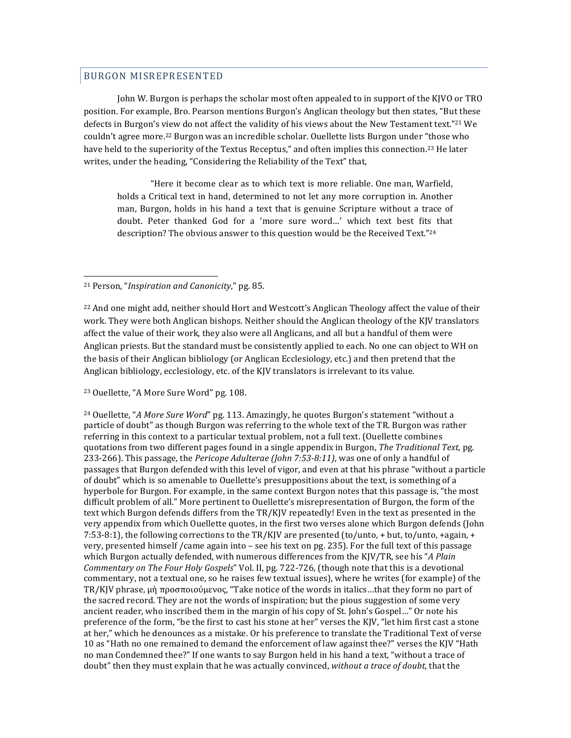## BURGON MISREPRESENTED

John W. Burgon is perhaps the scholar most often appealed to in support of the KJVO or TRO position. For example, Bro. Pearson mentions Burgon's Anglican theology but then states, "But these defects in Burgon's view do not affect the validity of his views about the New Testament text."[21] We couldn't agree more.[22] Burgon was an incredible scholar. Ouellette lists Burgon under "those who have held to the superiority of the Textus Receptus," and often implies this connection.[23] He later writes, under the heading, "Considering the Reliability of the Text" that,

> "Here it become clear as to which text is more reliable. One man, Warfield, holds a Critical text in hand, determined to not let any more corruption in. Another man, Burgon, holds in his hand a text that is genuine Scripture without a trace of doubt. Peter thanked God for a 'more sure word…' which text best fits that description? The obvious answer to this question would be the Received Text."[24]

---

[21] Person, "*Inspiration and Canonicity*," pg. 85.

[22] And one might add, neither should Hort and Westcott's Anglican Theology affect the value of their work. They were both Anglican bishops. Neither should the Anglican theology of the KJV translators affect the value of their work, they also were all Anglicans, and all but a handful of them were Anglican priests. But the standard must be consistently applied to each. No one can object to WH on the basis of their Anglican bibliology (or Anglican Ecclesiology, etc.) and then pretend that the Anglican bibliology, ecclesiology, etc. of the KJV translators is irrelevant to its value.

[23] Ouellette, "A More Sure Word" pg. 108.

[24] Ouellette, "*A More Sure Word*" pg. 113. Amazingly, he quotes Burgon's statement "without a particle of doubt" as though Burgon was referring to the whole text of the TR. Burgon was rather referring in this context to a particular textual problem, not a full text. (Ouellette combines quotations from two different pages found in a single appendix in Burgon, *The Traditional Text*, pg. 233-266). This passage, the *Pericope Adulterae (John 7:53-8:11)*, was one of only a handful of passages that Burgon defended with this level of vigor, and even at that his phrase "without a particle of doubt" which is so amenable to Ouellette's presuppositions about the text, is something of a hyperbole for Burgon. For example, in the same context Burgon notes that this passage is, "the most difficult problem of all." More pertinent to Ouellette's misrepresentation of Burgon, the form of the text which Burgon defends differs from the TR/KJV repeatedly! Even in the text as presented in the very appendix from which Ouellette quotes, in the first two verses alone which Burgon defends (John 7:53-8:1), the following corrections to the TR/KJV are presented (to/unto, + but, to/unto, +again, + very, presented himself /came again into – see his text on pg. 235). For the full text of this passage which Burgon actually defended, with numerous differences from the KJV/TR, see his "*A Plain Commentary on The Four Holy Gospels*" Vol. II, pg. 722-726, (though note that this is a devotional commentary, not a textual one, so he raises few textual issues), where he writes (for example) of the TR/KJV phrase, μὴ προσποιούμενος, "Take notice of the words in italics…that they form no part of the sacred record. They are not the words of inspiration; but the pious suggestion of some very ancient reader, who inscribed them in the margin of his copy of St. John's Gospel…" Or note his preference of the form, "be the first to cast his stone at her" verses the KJV, "let him first cast a stone at her," which he denounces as a mistake. Or his preference to translate the Traditional Text of verse 10 as "Hath no one remained to demand the enforcement of law against thee?" verses the KJV "Hath no man Condemned thee?" If one wants to say Burgon held in his hand a text, "without a trace of doubt" then they must explain that he was actually convinced, *without a trace of doubt*, that the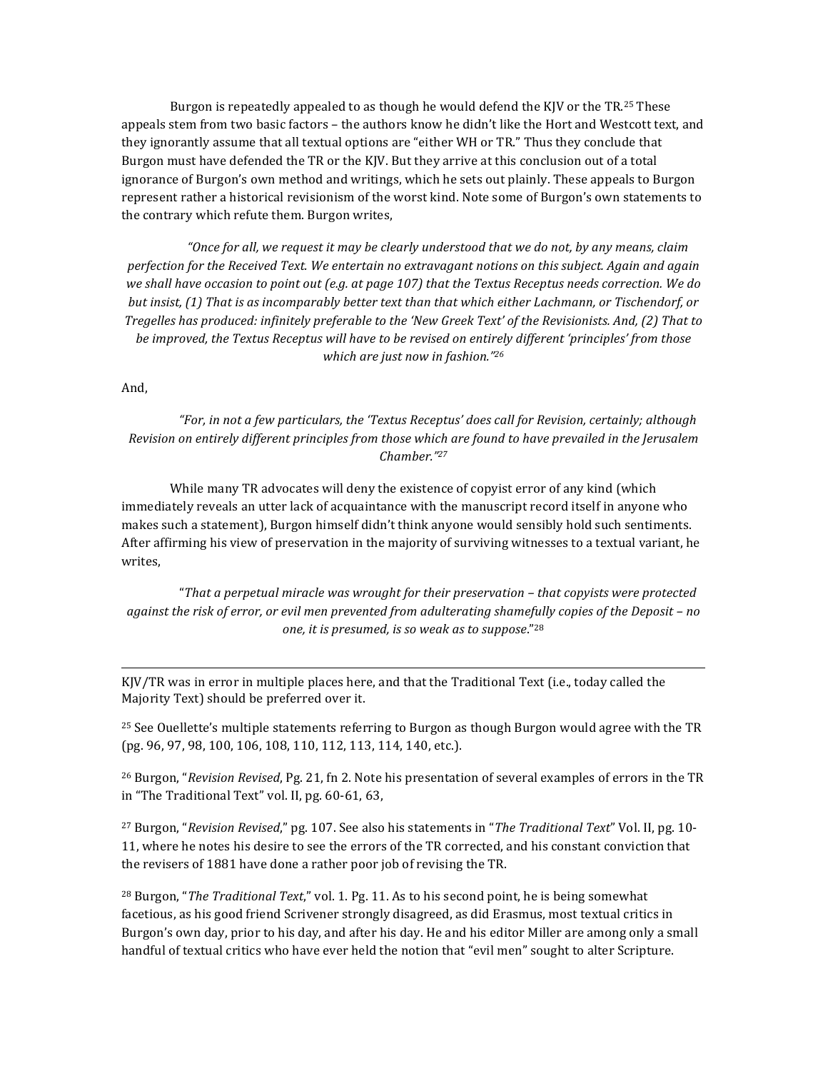Burgon is repeatedly appealed to as though he would defend the KJV or the TR.[25] These appeals stem from two basic factors – the authors know he didn't like the Hort and Westcott text, and they ignorantly assume that all textual options are "either WH or TR." Thus they conclude that Burgon must have defended the TR or the KJV. But they arrive at this conclusion out of a total ignorance of Burgon's own method and writings, which he sets out plainly. These appeals to Burgon represent rather a historical revisionism of the worst kind. Note some of Burgon's own statements to the contrary which refute them. Burgon writes,

> *"Once for all, we request it may be clearly understood that we do not, by any means, claim perfection for the Received Text. We entertain no extravagant notions on this subject. Again and again we shall have occasion to point out (e.g. at page 107) that the Textus Receptus needs correction. We do but insist, (1) That is as incomparably better text than that which either Lachmann, or Tischendorf, or Tregelles has produced: infinitely preferable to the 'New Greek Text' of the Revisionists. And, (2) That to be improved, the Textus Receptus will have to be revised on entirely different 'principles' from those which are just now in fashion."*[26]

And,

> *"For, in not a few particulars, the 'Textus Receptus' does call for Revision, certainly; although Revision on entirely different principles from those which are found to have prevailed in the Jerusalem Chamber."*[27]

While many TR advocates will deny the existence of copyist error of any kind (which immediately reveals an utter lack of acquaintance with the manuscript record itself in anyone who makes such a statement), Burgon himself didn't think anyone would sensibly hold such sentiments. After affirming his view of preservation in the majority of surviving witnesses to a textual variant, he writes,

> "*That a perpetual miracle was wrought for their preservation – that copyists were protected against the risk of error, or evil men prevented from adulterating shamefully copies of the Deposit – no one, it is presumed, is so weak as to suppose*."[28]

---

KJV/TR was in error in multiple places here, and that the Traditional Text (i.e., today called the Majority Text) should be preferred over it.

[25] See Ouellette's multiple statements referring to Burgon as though Burgon would agree with the TR (pg. 96, 97, 98, 100, 106, 108, 110, 112, 113, 114, 140, etc.).

[26] Burgon, "*Revision Revised*, Pg. 21, fn 2. Note his presentation of several examples of errors in the TR in "The Traditional Text" vol. II, pg. 60-61, 63,

[27] Burgon, "*Revision Revised*," pg. 107. See also his statements in "*The Traditional Text*" Vol. II, pg. 10-11, where he notes his desire to see the errors of the TR corrected, and his constant conviction that the revisers of 1881 have done a rather poor job of revising the TR.

[28] Burgon, "*The Traditional Text*," vol. 1. Pg. 11. As to his second point, he is being somewhat facetious, as his good friend Scrivener strongly disagreed, as did Erasmus, most textual critics in Burgon's own day, prior to his day, and after his day. He and his editor Miller are among only a small handful of textual critics who have ever held the notion that "evil men" sought to alter Scripture.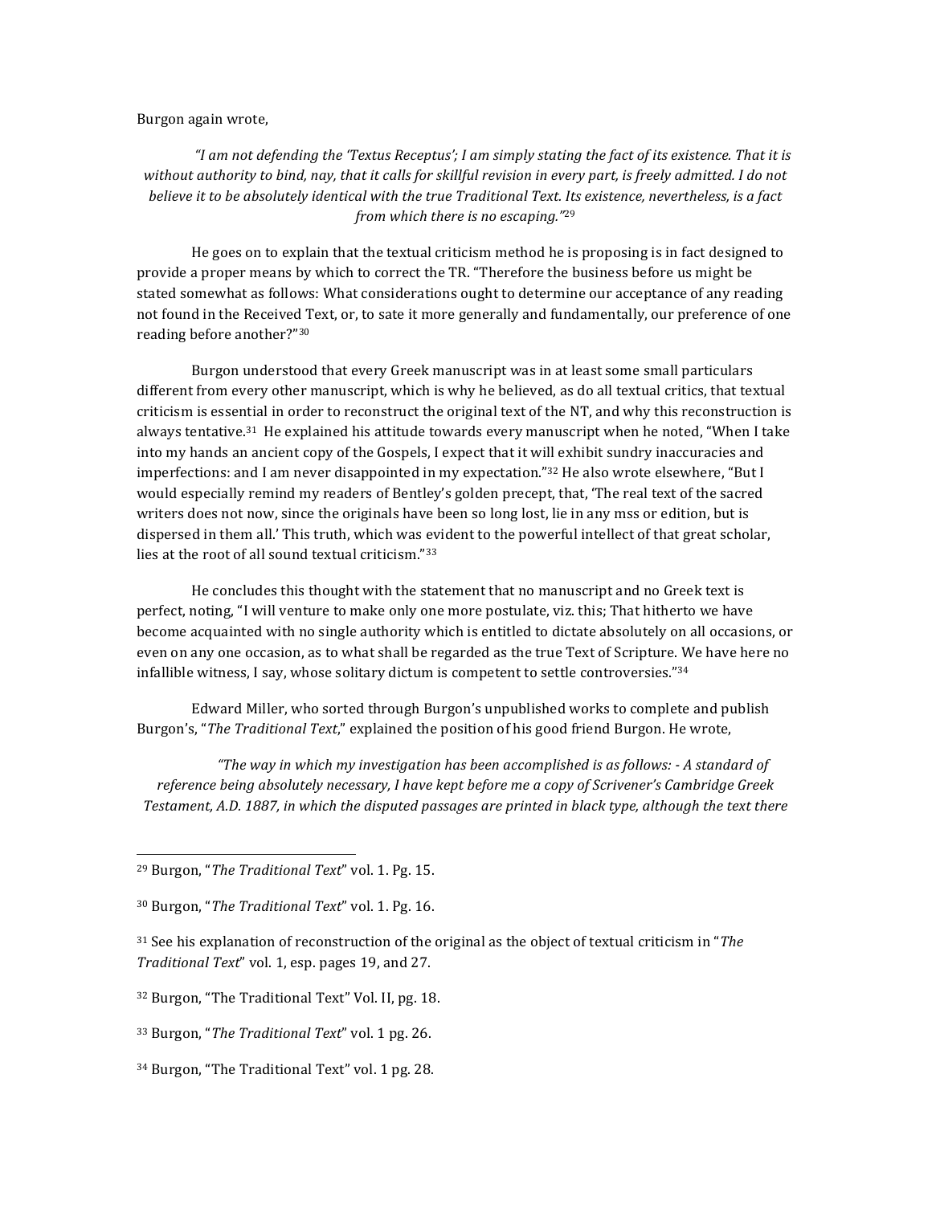Burgon again wrote,

> *"I am not defending the 'Textus Receptus'; I am simply stating the fact of its existence. That it is without authority to bind, nay, that it calls for skillful revision in every part, is freely admitted. I do not believe it to be absolutely identical with the true Traditional Text. Its existence, nevertheless, is a fact from which there is no escaping."*[29]

He goes on to explain that the textual criticism method he is proposing is in fact designed to provide a proper means by which to correct the TR. "Therefore the business before us might be stated somewhat as follows: What considerations ought to determine our acceptance of any reading not found in the Received Text, or, to sate it more generally and fundamentally, our preference of one reading before another?"[30]

Burgon understood that every Greek manuscript was in at least some small particulars different from every other manuscript, which is why he believed, as do all textual critics, that textual criticism is essential in order to reconstruct the original text of the NT, and why this reconstruction is always tentative.[31] He explained his attitude towards every manuscript when he noted, "When I take into my hands an ancient copy of the Gospels, I expect that it will exhibit sundry inaccuracies and imperfections: and I am never disappointed in my expectation."[32] He also wrote elsewhere, "But I would especially remind my readers of Bentley's golden precept, that, 'The real text of the sacred writers does not now, since the originals have been so long lost, lie in any mss or edition, but is dispersed in them all.' This truth, which was evident to the powerful intellect of that great scholar, lies at the root of all sound textual criticism."[33]

He concludes this thought with the statement that no manuscript and no Greek text is perfect, noting, "I will venture to make only one more postulate, viz. this; That hitherto we have become acquainted with no single authority which is entitled to dictate absolutely on all occasions, or even on any one occasion, as to what shall be regarded as the true Text of Scripture. We have here no infallible witness, I say, whose solitary dictum is competent to settle controversies."[34]

Edward Miller, who sorted through Burgon's unpublished works to complete and publish Burgon's, "*The Traditional Text*," explained the position of his good friend Burgon. He wrote,

> *"The way in which my investigation has been accomplished is as follows: - A standard of reference being absolutely necessary, I have kept before me a copy of Scrivener's Cambridge Greek Testament, A.D. 1887, in which the disputed passages are printed in black type, although the text there*

---

[29] Burgon, "*The Traditional Text*" vol. 1. Pg. 15.

[30] Burgon, "*The Traditional Text*" vol. 1. Pg. 16.

[31] See his explanation of reconstruction of the original as the object of textual criticism in "*The Traditional Text*" vol. 1, esp. pages 19, and 27.

[32] Burgon, "The Traditional Text" Vol. II, pg. 18.

[33] Burgon, "*The Traditional Text*" vol. 1 pg. 26.

[34] Burgon, "The Traditional Text" vol. 1 pg. 28.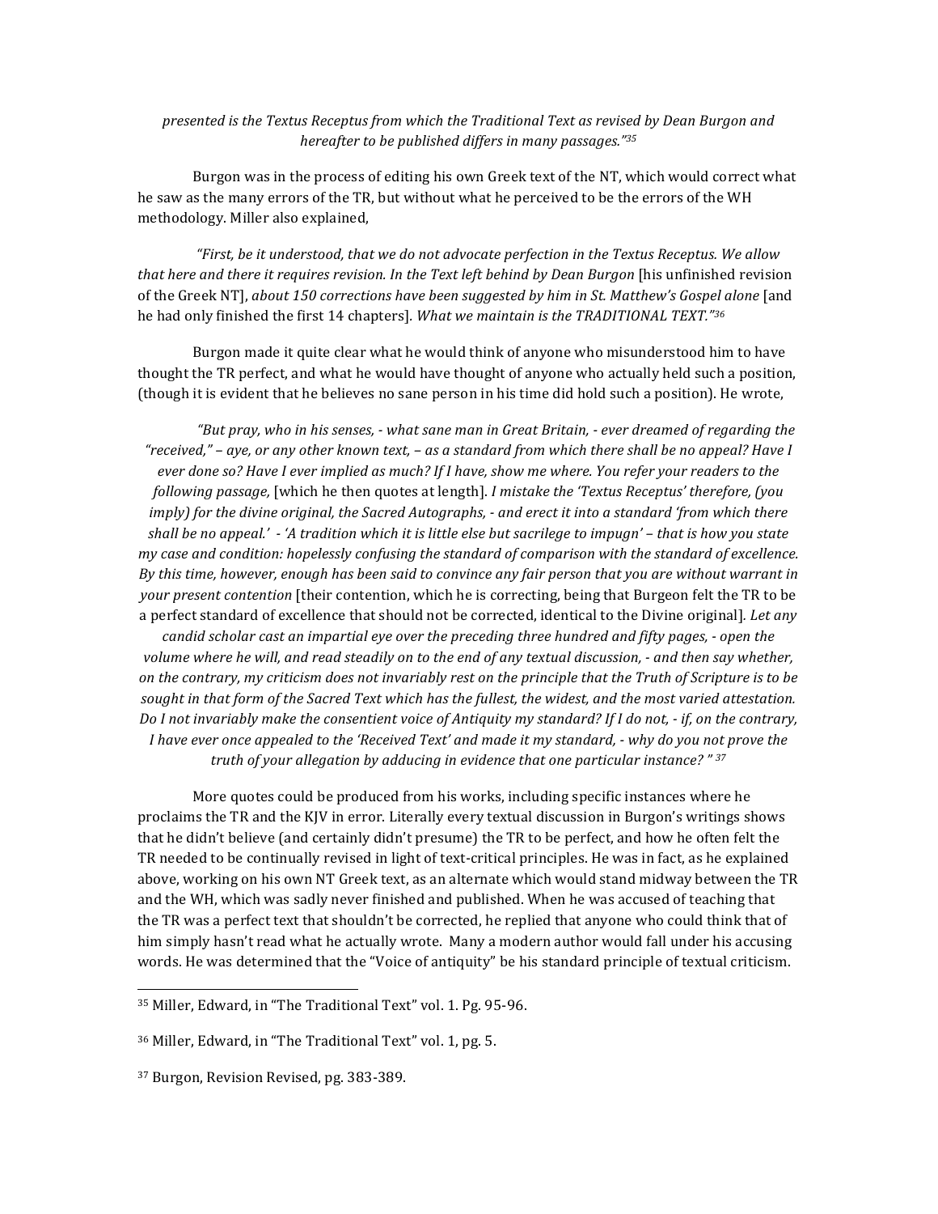*presented is the Textus Receptus from which the Traditional Text as revised by Dean Burgon and hereafter to be published differs in many passages."*[35]

Burgon was in the process of editing his own Greek text of the NT, which would correct what he saw as the many errors of the TR, but without what he perceived to be the errors of the WH methodology. Miller also explained,

*"First, be it understood, that we do not advocate perfection in the Textus Receptus. We allow that here and there it requires revision. In the Text left behind by Dean Burgon* [his unfinished revision of the Greek NT], *about 150 corrections have been suggested by him in St. Matthew's Gospel alone* [and he had only finished the first 14 chapters]. *What we maintain is the TRADITIONAL TEXT."*[36]

Burgon made it quite clear what he would think of anyone who misunderstood him to have thought the TR perfect, and what he would have thought of anyone who actually held such a position, (though it is evident that he believes no sane person in his time did hold such a position). He wrote,

*"But pray, who in his senses, - what sane man in Great Britain, - ever dreamed of regarding the "received," – aye, or any other known text, – as a standard from which there shall be no appeal? Have I ever done so? Have I ever implied as much? If I have, show me where. You refer your readers to the following passage,* [which he then quotes at length]. *I mistake the 'Textus Receptus' therefore, (you imply) for the divine original, the Sacred Autographs, - and erect it into a standard 'from which there shall be no appeal.' - 'A tradition which it is little else but sacrilege to impugn' – that is how you state my case and condition: hopelessly confusing the standard of comparison with the standard of excellence. By this time, however, enough has been said to convince any fair person that you are without warrant in your present contention* [their contention, which he is correcting, being that Burgeon felt the TR to be a perfect standard of excellence that should not be corrected, identical to the Divine original]. *Let any candid scholar cast an impartial eye over the preceding three hundred and fifty pages, - open the volume where he will, and read steadily on to the end of any textual discussion, - and then say whether, on the contrary, my criticism does not invariably rest on the principle that the Truth of Scripture is to be sought in that form of the Sacred Text which has the fullest, the widest, and the most varied attestation. Do I not invariably make the consentient voice of Antiquity my standard? If I do not, - if, on the contrary, I have ever once appealed to the 'Received Text' and made it my standard, - why do you not prove the truth of your allegation by adducing in evidence that one particular instance? "* [37]

More quotes could be produced from his works, including specific instances where he proclaims the TR and the KJV in error. Literally every textual discussion in Burgon's writings shows that he didn't believe (and certainly didn't presume) the TR to be perfect, and how he often felt the TR needed to be continually revised in light of text-critical principles. He was in fact, as he explained above, working on his own NT Greek text, as an alternate which would stand midway between the TR and the WH, which was sadly never finished and published. When he was accused of teaching that the TR was a perfect text that shouldn't be corrected, he replied that anyone who could think that of him simply hasn't read what he actually wrote. Many a modern author would fall under his accusing words. He was determined that the "Voice of antiquity" be his standard principle of textual criticism.

---

[35] Miller, Edward, in "The Traditional Text" vol. 1. Pg. 95-96.

[36] Miller, Edward, in "The Traditional Text" vol. 1, pg. 5.

[37] Burgon, Revision Revised, pg. 383-389.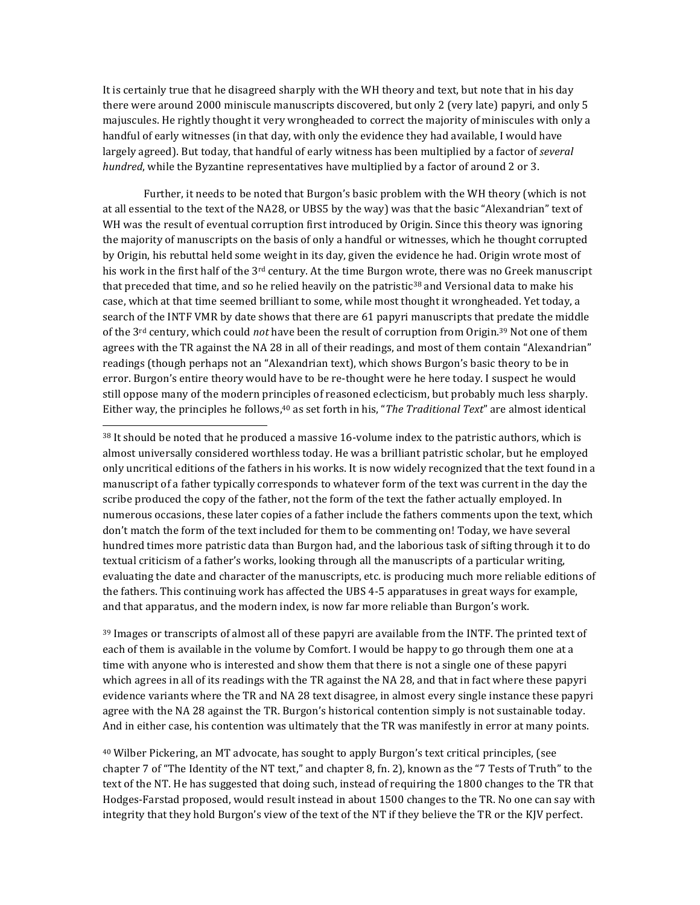It is certainly true that he disagreed sharply with the WH theory and text, but note that in his day there were around 2000 miniscule manuscripts discovered, but only 2 (very late) papyri, and only 5 majuscules. He rightly thought it very wrongheaded to correct the majority of miniscules with only a handful of early witnesses (in that day, with only the evidence they had available, I would have largely agreed). But today, that handful of early witness has been multiplied by a factor of *several hundred*, while the Byzantine representatives have multiplied by a factor of around 2 or 3.

Further, it needs to be noted that Burgon's basic problem with the WH theory (which is not at all essential to the text of the NA28, or UBS5 by the way) was that the basic "Alexandrian" text of WH was the result of eventual corruption first introduced by Origin. Since this theory was ignoring the majority of manuscripts on the basis of only a handful or witnesses, which he thought corrupted by Origin, his rebuttal held some weight in its day, given the evidence he had. Origin wrote most of his work in the first half of the 3rd century. At the time Burgon wrote, there was no Greek manuscript that preceded that time, and so he relied heavily on the patristic[38] and Versional data to make his case, which at that time seemed brilliant to some, while most thought it wrongheaded. Yet today, a search of the INTF VMR by date shows that there are 61 papyri manuscripts that predate the middle of the 3rd century, which could *not* have been the result of corruption from Origin.[39] Not one of them agrees with the TR against the NA 28 in all of their readings, and most of them contain "Alexandrian" readings (though perhaps not an "Alexandrian text), which shows Burgon's basic theory to be in error. Burgon's entire theory would have to be re-thought were he here today. I suspect he would still oppose many of the modern principles of reasoned eclecticism, but probably much less sharply. Either way, the principles he follows,[40] as set forth in his, "*The Traditional Text*" are almost identical

[38] It should be noted that he produced a massive 16-volume index to the patristic authors, which is almost universally considered worthless today. He was a brilliant patristic scholar, but he employed only uncritical editions of the fathers in his works. It is now widely recognized that the text found in a manuscript of a father typically corresponds to whatever form of the text was current in the day the scribe produced the copy of the father, not the form of the text the father actually employed. In numerous occasions, these later copies of a father include the fathers comments upon the text, which don't match the form of the text included for them to be commenting on! Today, we have several hundred times more patristic data than Burgon had, and the laborious task of sifting through it to do textual criticism of a father's works, looking through all the manuscripts of a particular writing, evaluating the date and character of the manuscripts, etc. is producing much more reliable editions of the fathers. This continuing work has affected the UBS 4-5 apparatuses in great ways for example, and that apparatus, and the modern index, is now far more reliable than Burgon's work.

[39] Images or transcripts of almost all of these papyri are available from the INTF. The printed text of each of them is available in the volume by Comfort. I would be happy to go through them one at a time with anyone who is interested and show them that there is not a single one of these papyri which agrees in all of its readings with the TR against the NA 28, and that in fact where these papyri evidence variants where the TR and NA 28 text disagree, in almost every single instance these papyri agree with the NA 28 against the TR. Burgon's historical contention simply is not sustainable today. And in either case, his contention was ultimately that the TR was manifestly in error at many points.

[40] Wilber Pickering, an MT advocate, has sought to apply Burgon's text critical principles, (see chapter 7 of "The Identity of the NT text," and chapter 8, fn. 2), known as the "7 Tests of Truth" to the text of the NT. He has suggested that doing such, instead of requiring the 1800 changes to the TR that Hodges-Farstad proposed, would result instead in about 1500 changes to the TR. No one can say with integrity that they hold Burgon's view of the text of the NT if they believe the TR or the KJV perfect.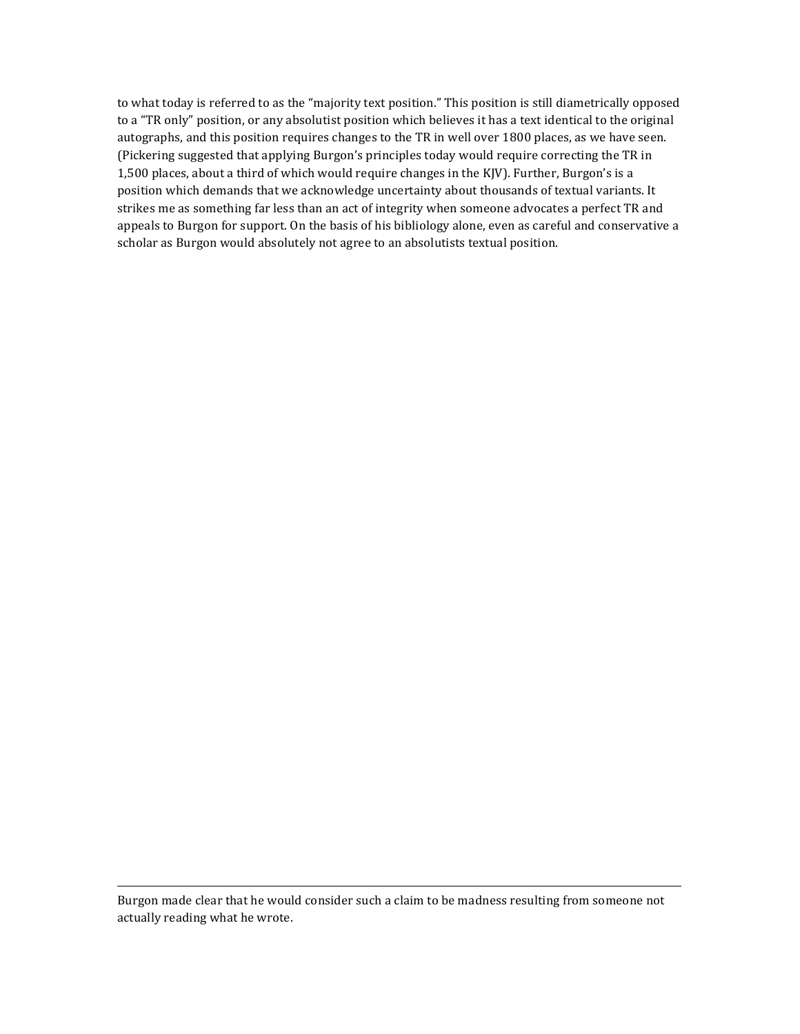to what today is referred to as the "majority text position." This position is still diametrically opposed to a "TR only" position, or any absolutist position which believes it has a text identical to the original autographs, and this position requires changes to the TR in well over 1800 places, as we have seen. (Pickering suggested that applying Burgon's principles today would require correcting the TR in 1,500 places, about a third of which would require changes in the KJV). Further, Burgon's is a position which demands that we acknowledge uncertainty about thousands of textual variants. It strikes me as something far less than an act of integrity when someone advocates a perfect TR and appeals to Burgon for support. On the basis of his bibliology alone, even as careful and conservative a scholar as Burgon would absolutely not agree to an absolutists textual position.

---

Burgon made clear that he would consider such a claim to be madness resulting from someone not actually reading what he wrote.